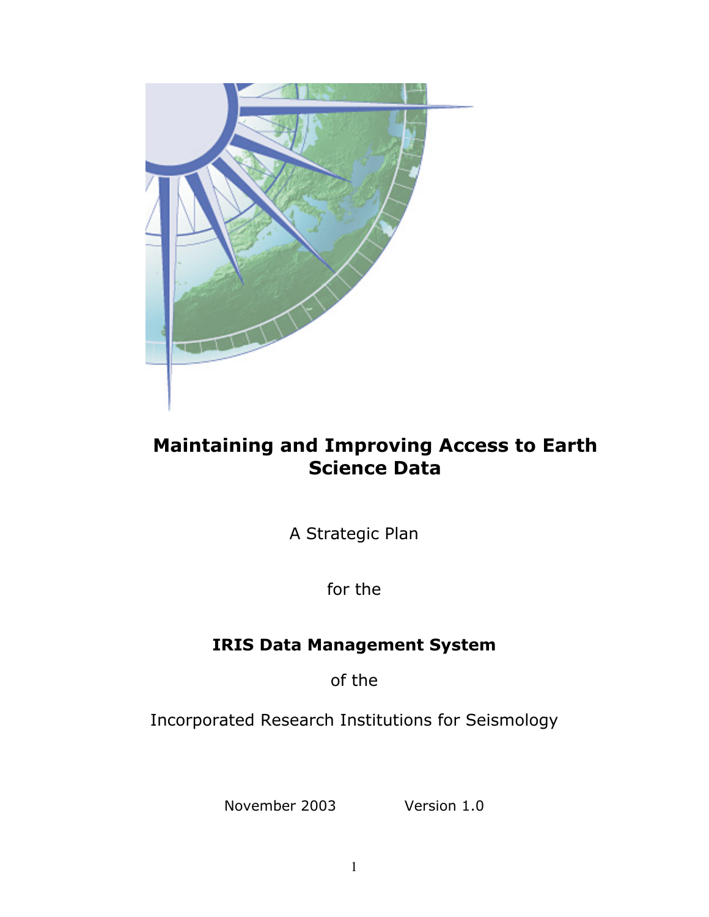# Maintaining and Improving Access to Earth Science Data

A Strategic Plan

for the

**IRIS Data Management System**

of the

Incorporated Research Institutions for Seismology

November 2003 Version 1.0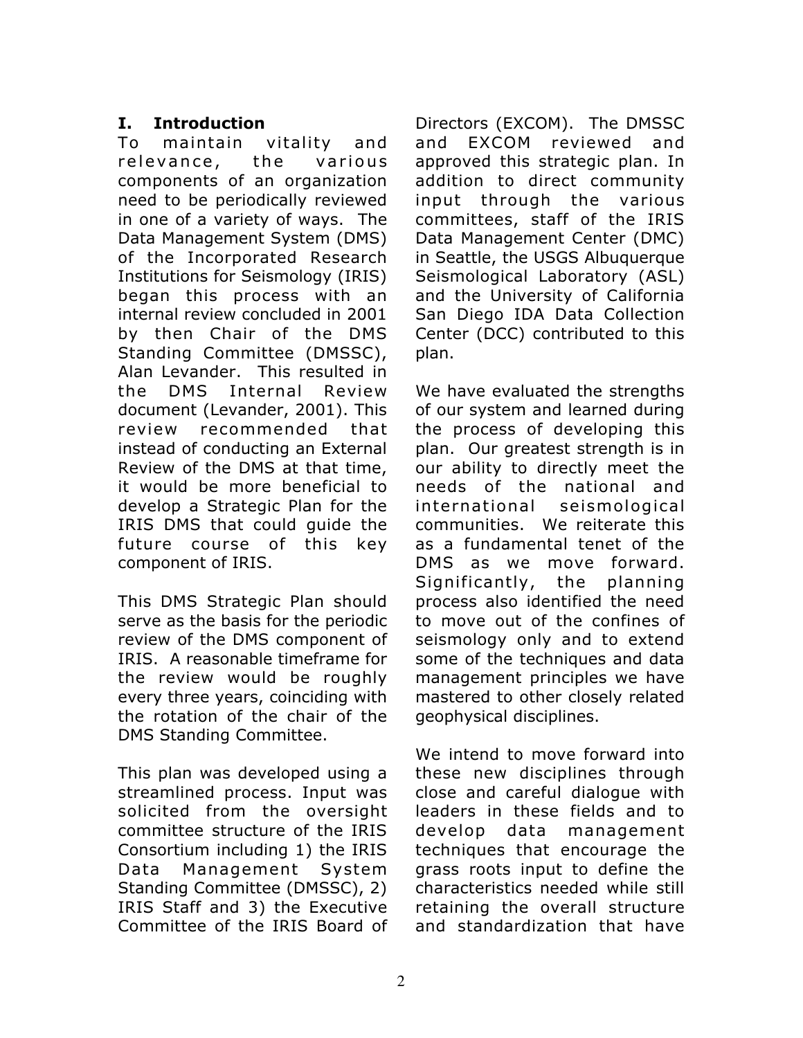## I. Introduction

To maintain vitality and relevance, the various components of an organization need to be periodically reviewed in one of a variety of ways. The Data Management System (DMS) of the Incorporated Research Institutions for Seismology (IRIS) began this process with an internal review concluded in 2001 by then Chair of the DMS Standing Committee (DMSSC), Alan Levander. This resulted in the DMS Internal Review document (Levander, 2001). This review recommended that instead of conducting an External Review of the DMS at that time, it would be more beneficial to develop a Strategic Plan for the IRIS DMS that could guide the future course of this key component of IRIS.

This DMS Strategic Plan should serve as the basis for the periodic review of the DMS component of IRIS. A reasonable timeframe for the review would be roughly every three years, coinciding with the rotation of the chair of the DMS Standing Committee.

This plan was developed using a streamlined process. Input was solicited from the oversight committee structure of the IRIS Consortium including 1) the IRIS Data Management System Standing Committee (DMSSC), 2) IRIS Staff and 3) the Executive Committee of the IRIS Board of Directors (EXCOM). The DMSSC and EXCOM reviewed and approved this strategic plan. In addition to direct community input through the various committees, staff of the IRIS Data Management Center (DMC) in Seattle, the USGS Albuquerque Seismological Laboratory (ASL) and the University of California San Diego IDA Data Collection Center (DCC) contributed to this plan.

We have evaluated the strengths of our system and learned during the process of developing this plan. Our greatest strength is in our ability to directly meet the needs of the national and international seismological communities. We reiterate this as a fundamental tenet of the DMS as we move forward. Significantly, the planning process also identified the need to move out of the confines of seismology only and to extend some of the techniques and data management principles we have mastered to other closely related geophysical disciplines.

We intend to move forward into these new disciplines through close and careful dialogue with leaders in these fields and to develop data management techniques that encourage the grass roots input to define the characteristics needed while still retaining the overall structure and standardization that have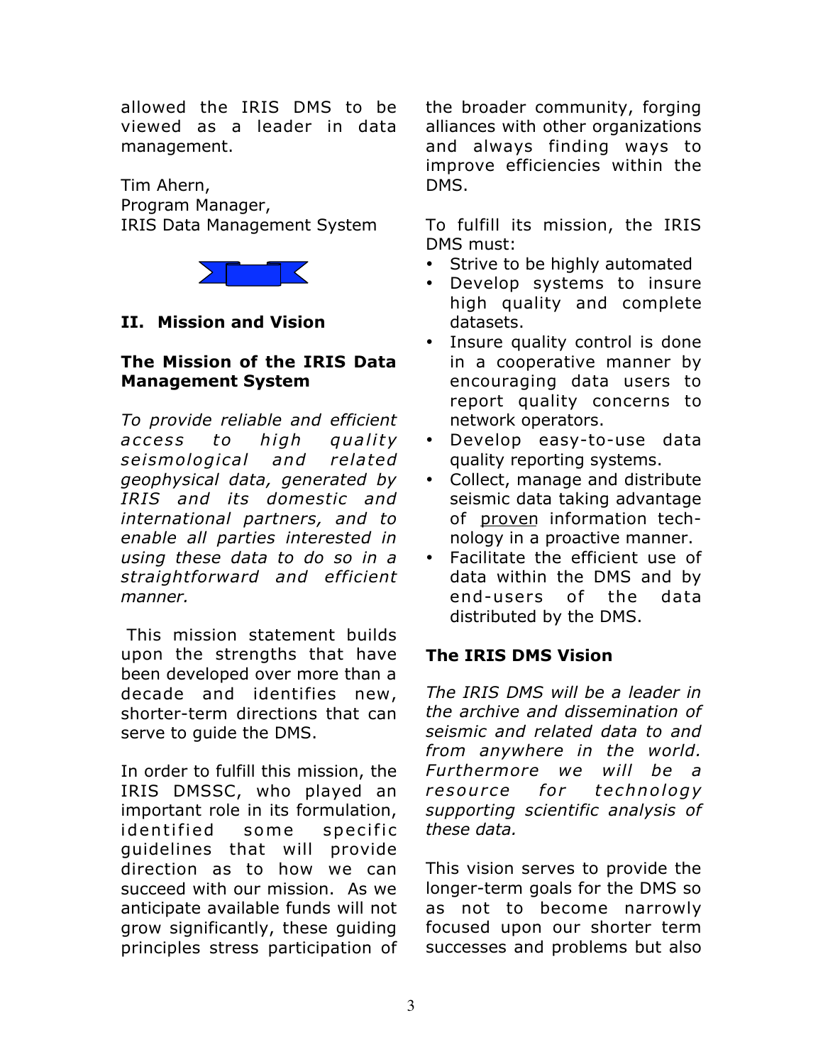allowed the IRIS DMS to be viewed as a leader in data management.

Tim Ahern,
Program Manager,
IRIS Data Management System

## II. Mission and Vision

### The Mission of the IRIS Data Management System

*To provide reliable and efficient access to high quality seismological and related geophysical data, generated by IRIS and its domestic and international partners, and to enable all parties interested in using these data to do so in a straightforward and efficient manner.*

This mission statement builds upon the strengths that have been developed over more than a decade and identifies new, shorter-term directions that can serve to guide the DMS.

In order to fulfill this mission, the IRIS DMSSC, who played an important role in its formulation, identified some specific guidelines that will provide direction as to how we can succeed with our mission. As we anticipate available funds will not grow significantly, these guiding principles stress participation of the broader community, forging alliances with other organizations and always finding ways to improve efficiencies within the DMS.

To fulfill its mission, the IRIS DMS must:

- Strive to be highly automated
- Develop systems to insure high quality and complete datasets.
- Insure quality control is done in a cooperative manner by encouraging data users to report quality concerns to network operators.
- Develop easy-to-use data quality reporting systems.
- Collect, manage and distribute seismic data taking advantage of <u>proven</u> information technology in a proactive manner.
- Facilitate the efficient use of data within the DMS and by end-users of the data distributed by the DMS.

### The IRIS DMS Vision

*The IRIS DMS will be a leader in the archive and dissemination of seismic and related data to and from anywhere in the world. Furthermore we will be a resource for technology supporting scientific analysis of these data.*

This vision serves to provide the longer-term goals for the DMS so as not to become narrowly focused upon our shorter term successes and problems but also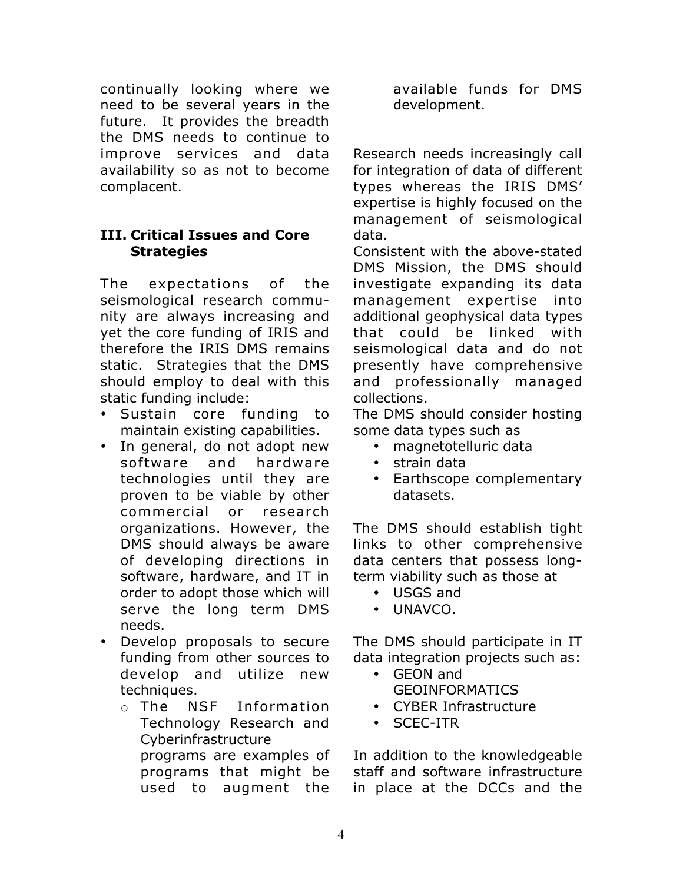continually looking where we need to be several years in the future. It provides the breadth the DMS needs to continue to improve services and data availability so as not to become complacent.

### III. Critical Issues and Core Strategies

The expectations of the seismological research community are always increasing and yet the core funding of IRIS and therefore the IRIS DMS remains static. Strategies that the DMS should employ to deal with this static funding include:

- Sustain core funding to maintain existing capabilities.
- In general, do not adopt new software and hardware technologies until they are proven to be viable by other commercial or research organizations. However, the DMS should always be aware of developing directions in software, hardware, and IT in order to adopt those which will serve the long term DMS needs.
- Develop proposals to secure funding from other sources to develop and utilize new techniques.
    - The NSF Information Technology Research and Cyberinfrastructure programs are examples of programs that might be used to augment the available funds for DMS development.

Research needs increasingly call for integration of data of different types whereas the IRIS DMS' expertise is highly focused on the management of seismological data.

Consistent with the above-stated DMS Mission, the DMS should investigate expanding its data management expertise into additional geophysical data types that could be linked with seismological data and do not presently have comprehensive and professionally managed collections.

The DMS should consider hosting some data types such as

- magnetotelluric data
- strain data
- Earthscope complementary datasets.

The DMS should establish tight links to other comprehensive data centers that possess long-term viability such as those at

- USGS and
- UNAVCO.

The DMS should participate in IT data integration projects such as:

- GEON and GEOINFORMATICS
- CYBER Infrastructure
- SCEC-ITR

In addition to the knowledgeable staff and software infrastructure in place at the DCCs and the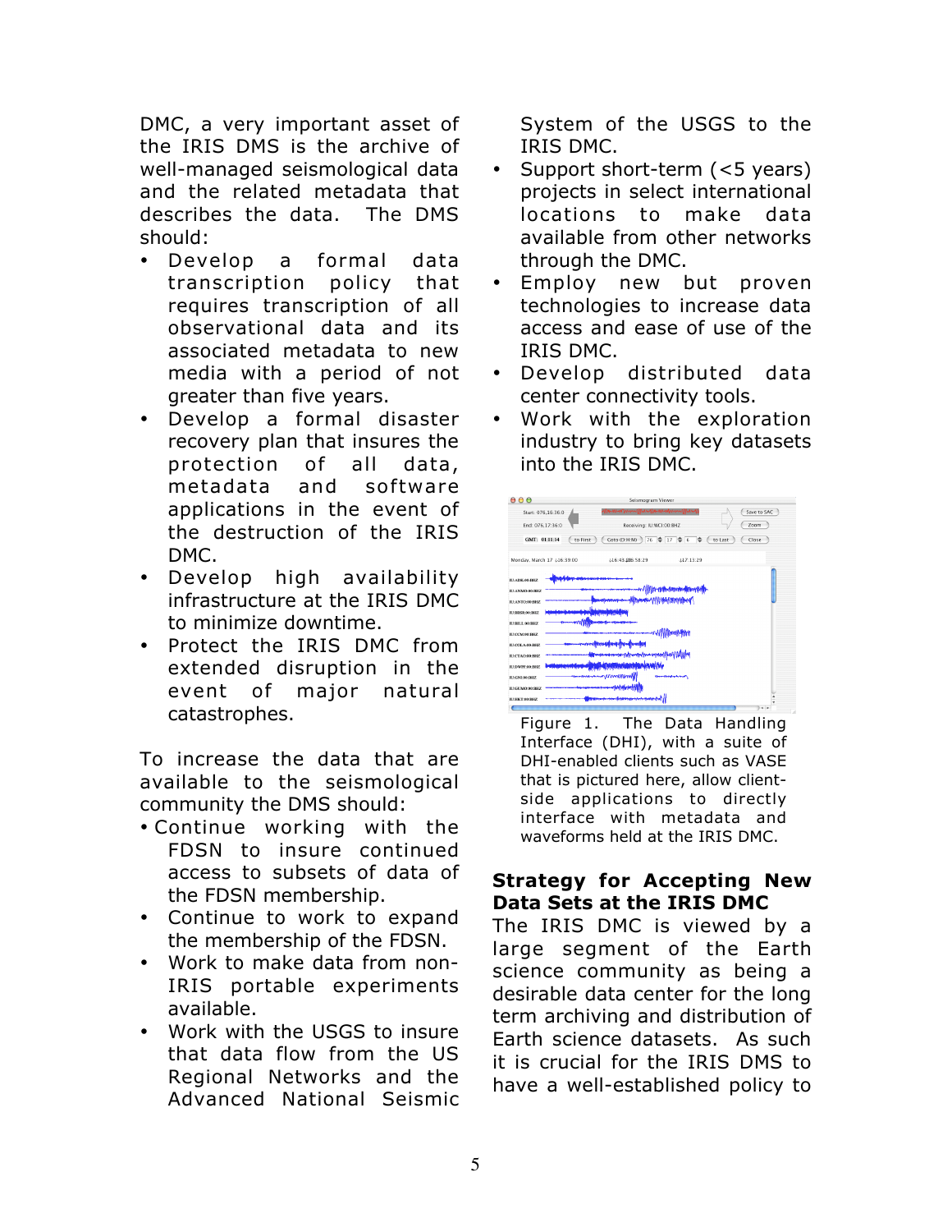DMC, a very important asset of the IRIS DMS is the archive of well-managed seismological data and the related metadata that describes the data. The DMS should:

- Develop a formal data transcription policy that requires transcription of all observational data and its associated metadata to new media with a period of not greater than five years.
- Develop a formal disaster recovery plan that insures the protection of all data, metadata and software applications in the event of the destruction of the IRIS DMC.
- Develop high availability infrastructure at the IRIS DMC to minimize downtime.
- Protect the IRIS DMC from extended disruption in the event of major natural catastrophes.

To increase the data that are available to the seismological community the DMS should:

- Continue working with the FDSN to insure continued access to subsets of data of the FDSN membership.
- Continue to work to expand the membership of the FDSN.
- Work to make data from non-IRIS portable experiments available.
- Work with the USGS to insure that data flow from the US Regional Networks and the Advanced National Seismic System of the USGS to the IRIS DMC.
- Support short-term (<5 years) projects in select international locations to make data available from other networks through the DMC.
- Employ new but proven technologies to increase data access and ease of use of the IRIS DMC.
- Develop distributed data center connectivity tools.
- Work with the exploration industry to bring key datasets into the IRIS DMC.

Figure 1. The Data Handling Interface (DHI), with a suite of DHI-enabled clients such as VASE that is pictured here, allow client-side applications to directly interface with metadata and waveforms held at the IRIS DMC.

## Strategy for Accepting New Data Sets at the IRIS DMC

The IRIS DMC is viewed by a large segment of the Earth science community as being a desirable data center for the long term archiving and distribution of Earth science datasets. As such it is crucial for the IRIS DMS to have a well-established policy to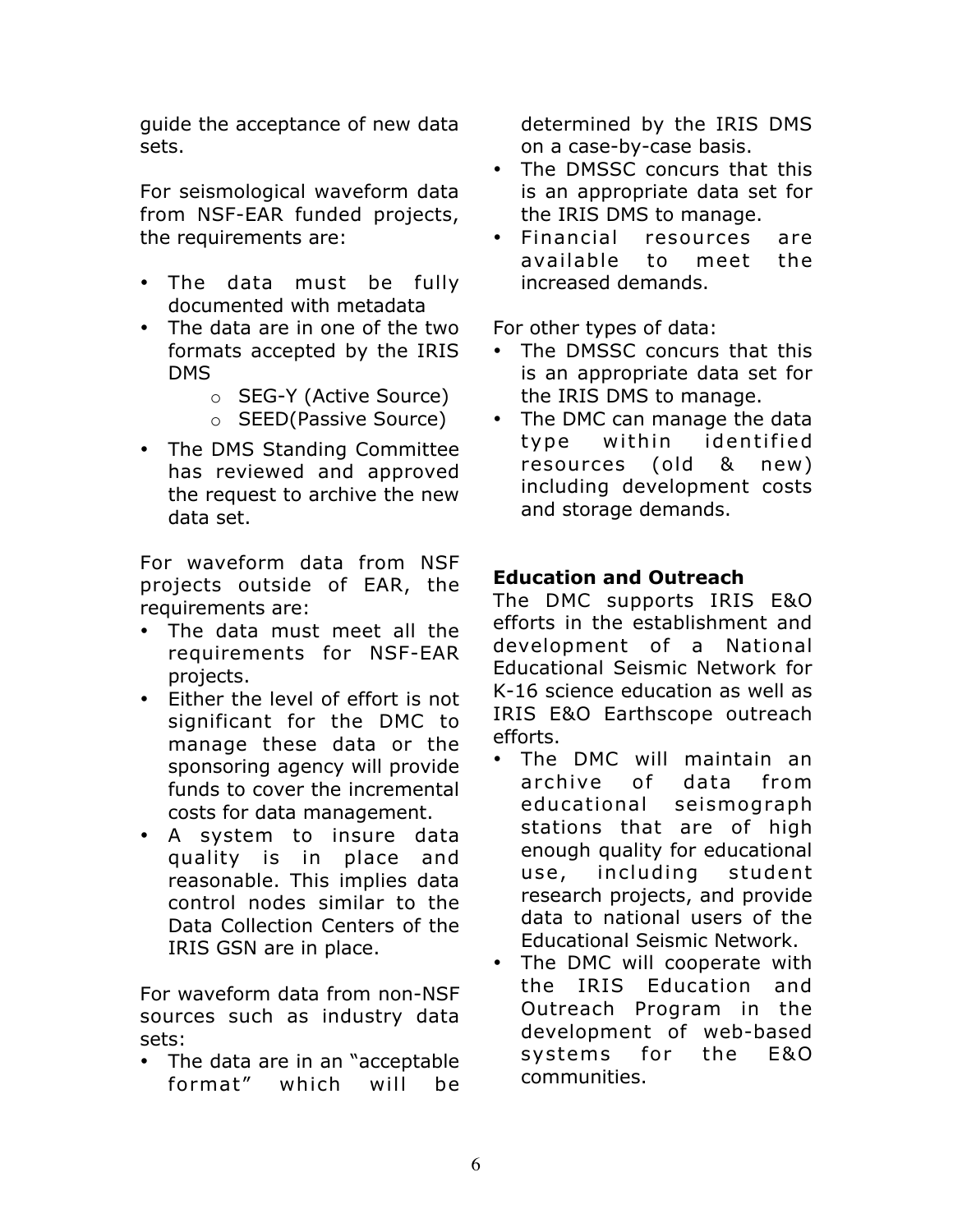guide the acceptance of new data sets.

For seismological waveform data from NSF-EAR funded projects, the requirements are:

- The data must be fully documented with metadata
- The data are in one of the two formats accepted by the IRIS DMS
  - SEG-Y (Active Source)
  - SEED(Passive Source)
- The DMS Standing Committee has reviewed and approved the request to archive the new data set.

For waveform data from NSF projects outside of EAR, the requirements are:

- The data must meet all the requirements for NSF-EAR projects.
- Either the level of effort is not significant for the DMC to manage these data or the sponsoring agency will provide funds to cover the incremental costs for data management.
- A system to insure data quality is in place and reasonable. This implies data control nodes similar to the Data Collection Centers of the IRIS GSN are in place.

For waveform data from non-NSF sources such as industry data sets:

- The data are in an "acceptable format" which will be determined by the IRIS DMS on a case-by-case basis.
- The DMSSC concurs that this is an appropriate data set for the IRIS DMS to manage.
- Financial resources are available to meet the increased demands.

For other types of data:

- The DMSSC concurs that this is an appropriate data set for the IRIS DMS to manage.
- The DMC can manage the data type within identified resources (old & new) including development costs and storage demands.

**Education and Outreach**

The DMC supports IRIS E&O efforts in the establishment and development of a National Educational Seismic Network for K-16 science education as well as IRIS E&O Earthscope outreach efforts.

- The DMC will maintain an archive of data from educational seismograph stations that are of high enough quality for educational use, including student research projects, and provide data to national users of the Educational Seismic Network.
- The DMC will cooperate with the IRIS Education and Outreach Program in the development of web-based systems for the E&O communities.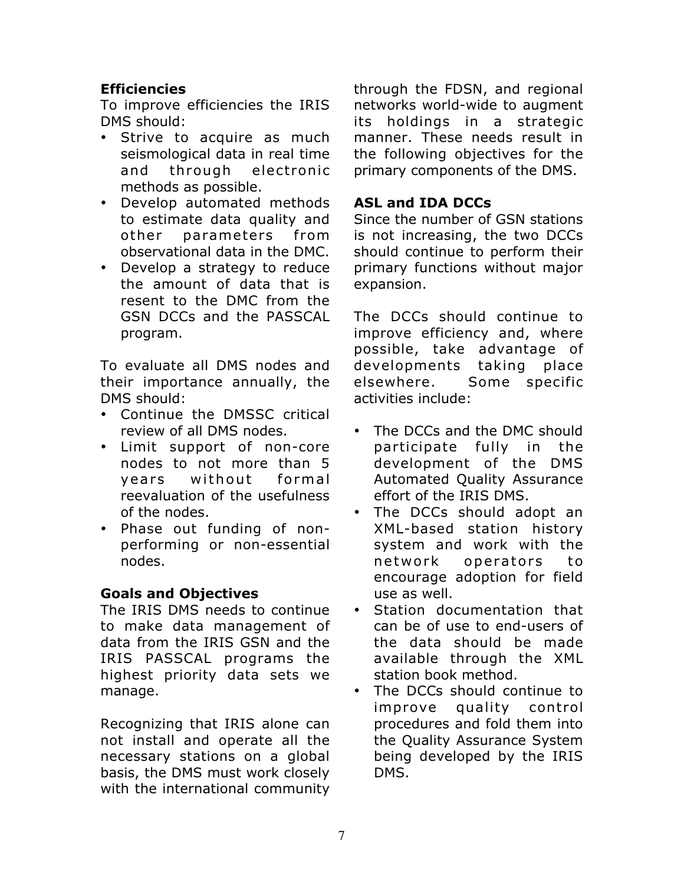### Efficiencies

To improve efficiencies the IRIS DMS should:

- Strive to acquire as much seismological data in real time and through electronic methods as possible.
- Develop automated methods to estimate data quality and other parameters from observational data in the DMC.
- Develop a strategy to reduce the amount of data that is resent to the DMC from the GSN DCCs and the PASSCAL program.

To evaluate all DMS nodes and their importance annually, the DMS should:

- Continue the DMSSC critical review of all DMS nodes.
- Limit support of non-core nodes to not more than 5 years without formal reevaluation of the usefulness of the nodes.
- Phase out funding of non-performing or non-essential nodes.

### Goals and Objectives

The IRIS DMS needs to continue to make data management of data from the IRIS GSN and the IRIS PASSCAL programs the highest priority data sets we manage.

Recognizing that IRIS alone can not install and operate all the necessary stations on a global basis, the DMS must work closely with the international community through the FDSN, and regional networks world-wide to augment its holdings in a strategic manner. These needs result in the following objectives for the primary components of the DMS.

### ASL and IDA DCCs

Since the number of GSN stations is not increasing, the two DCCs should continue to perform their primary functions without major expansion.

The DCCs should continue to improve efficiency and, where possible, take advantage of developments taking place elsewhere. Some specific activities include:

- The DCCs and the DMC should participate fully in the development of the DMS Automated Quality Assurance effort of the IRIS DMS.
- The DCCs should adopt an XML-based station history system and work with the network operators to encourage adoption for field use as well.
- Station documentation that can be of use to end-users of the data should be made available through the XML station book method.
- The DCCs should continue to improve quality control procedures and fold them into the Quality Assurance System being developed by the IRIS DMS.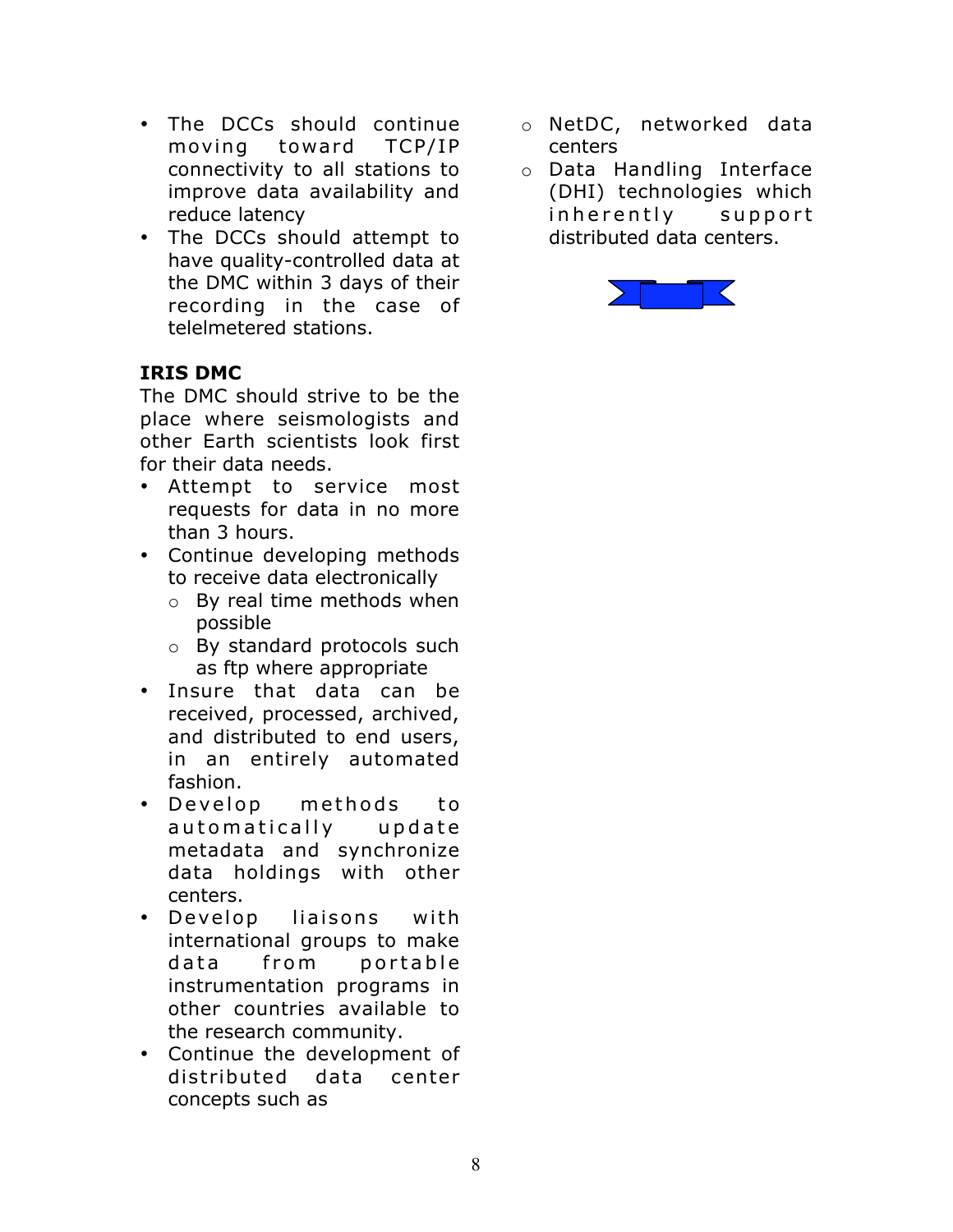- The DCCs should continue moving toward TCP/IP connectivity to all stations to improve data availability and reduce latency
- The DCCs should attempt to have quality-controlled data at the DMC within 3 days of their recording in the case of telelmetered stations.

**IRIS DMC**

The DMC should strive to be the place where seismologists and other Earth scientists look first for their data needs.

- Attempt to service most requests for data in no more than 3 hours.
- Continue developing methods to receive data electronically
  - By real time methods when possible
  - By standard protocols such as ftp where appropriate
- Insure that data can be received, processed, archived, and distributed to end users, in an entirely automated fashion.
- Develop methods to automatically update metadata and synchronize data holdings with other centers.
- Develop liaisons with international groups to make data from portable instrumentation programs in other countries available to the research community.
- Continue the development of distributed data center concepts such as
  - NetDC, networked data centers
  - Data Handling Interface (DHI) technologies which inherently support distributed data centers.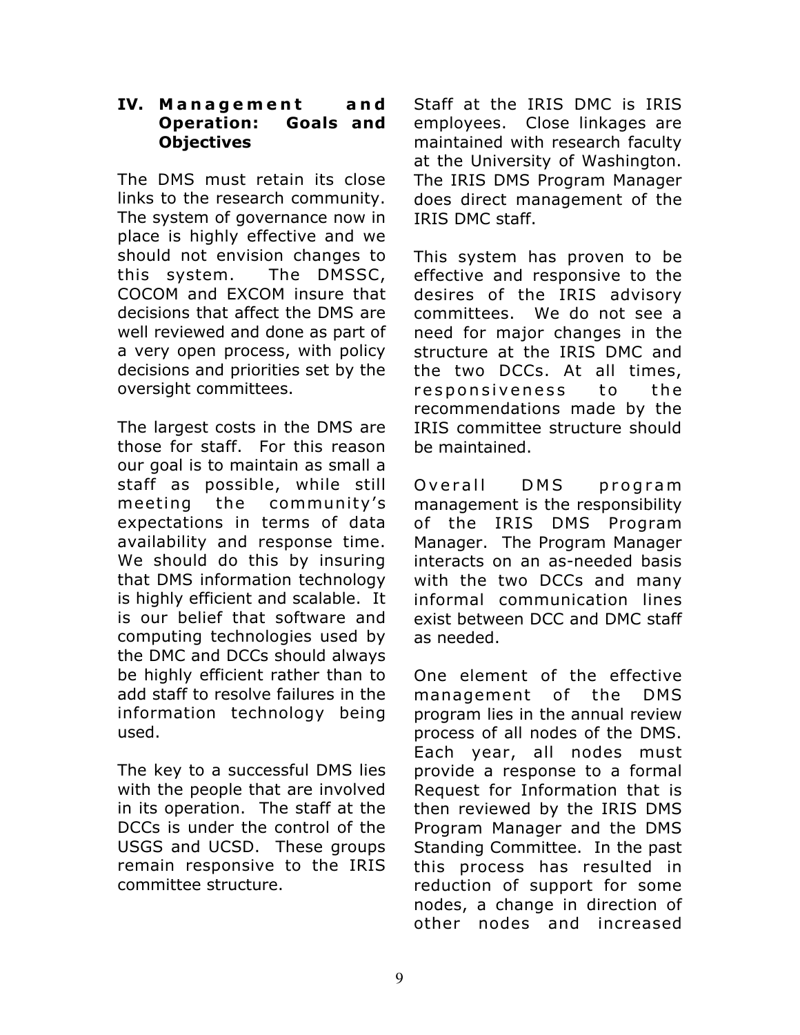## IV. Management and Operation: Goals and Objectives

The DMS must retain its close links to the research community. The system of governance now in place is highly effective and we should not envision changes to this system. The DMSSC, COCOM and EXCOM insure that decisions that affect the DMS are well reviewed and done as part of a very open process, with policy decisions and priorities set by the oversight committees.

The largest costs in the DMS are those for staff. For this reason our goal is to maintain as small a staff as possible, while still meeting the community's expectations in terms of data availability and response time. We should do this by insuring that DMS information technology is highly efficient and scalable. It is our belief that software and computing technologies used by the DMC and DCCs should always be highly efficient rather than to add staff to resolve failures in the information technology being used.

The key to a successful DMS lies with the people that are involved in its operation. The staff at the DCCs is under the control of the USGS and UCSD. These groups remain responsive to the IRIS committee structure. Staff at the IRIS DMC is IRIS employees. Close linkages are maintained with research faculty at the University of Washington. The IRIS DMS Program Manager does direct management of the IRIS DMC staff.

This system has proven to be effective and responsive to the desires of the IRIS advisory committees. We do not see a need for major changes in the structure at the IRIS DMC and the two DCCs. At all times, responsiveness to the recommendations made by the IRIS committee structure should be maintained.

Overall DMS program management is the responsibility of the IRIS DMS Program Manager. The Program Manager interacts on an as-needed basis with the two DCCs and many informal communication lines exist between DCC and DMC staff as needed.

One element of the effective management of the DMS program lies in the annual review process of all nodes of the DMS. Each year, all nodes must provide a response to a formal Request for Information that is then reviewed by the IRIS DMS Program Manager and the DMS Standing Committee. In the past this process has resulted in reduction of support for some nodes, a change in direction of other nodes and increased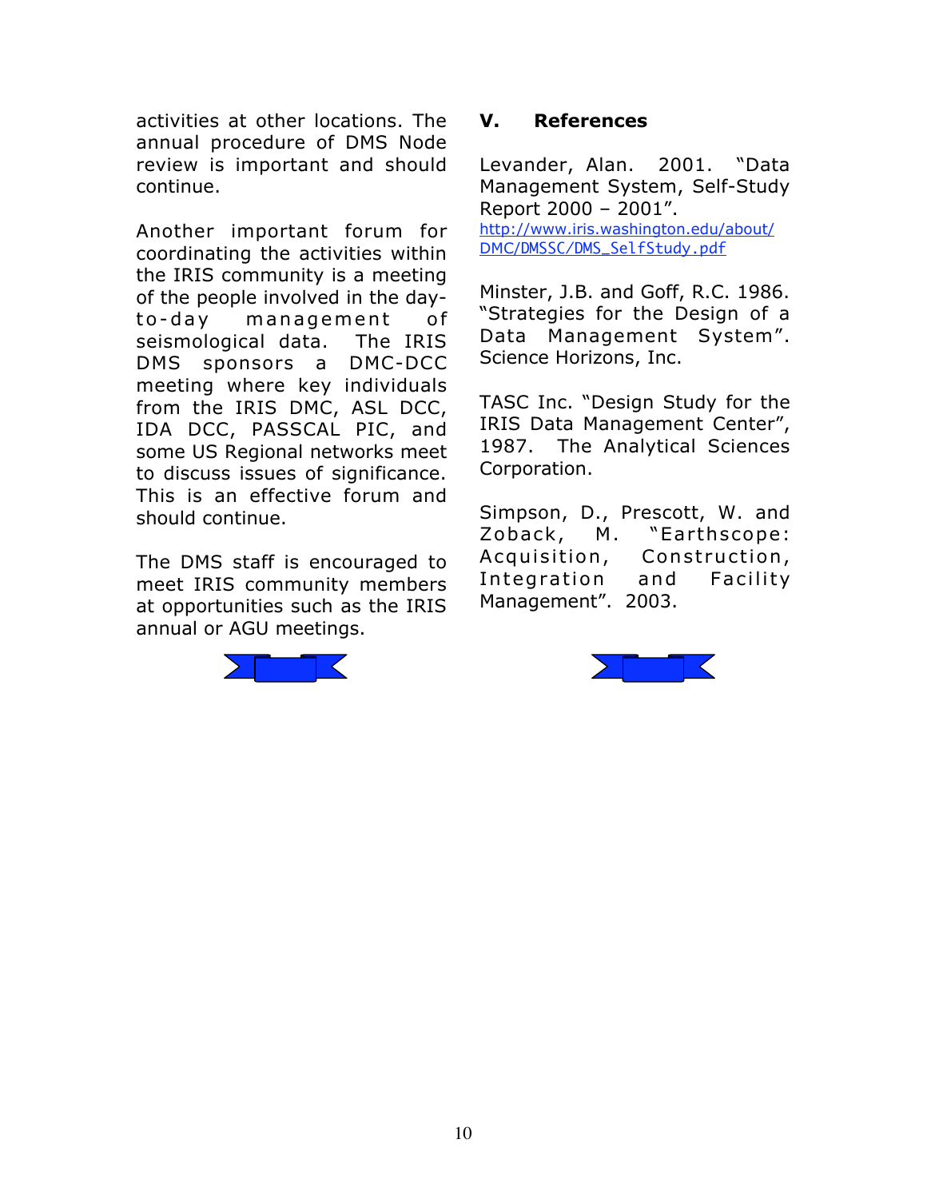activities at other locations. The annual procedure of DMS Node review is important and should continue.

Another important forum for coordinating the activities within the IRIS community is a meeting of the people involved in the day-to-day management of seismological data. The IRIS DMS sponsors a DMC-DCC meeting where key individuals from the IRIS DMC, ASL DCC, IDA DCC, PASSCAL PIC, and some US Regional networks meet to discuss issues of significance. This is an effective forum and should continue.

The DMS staff is encouraged to meet IRIS community members at opportunities such as the IRIS annual or AGU meetings.

## V. References

Levander, Alan. 2001. "Data Management System, Self-Study Report 2000 – 2001". http://www.iris.washington.edu/about/DMC/DMSSC/DMS_SelfStudy.pdf

Minster, J.B. and Goff, R.C. 1986. "Strategies for the Design of a Data Management System". Science Horizons, Inc.

TASC Inc. "Design Study for the IRIS Data Management Center", 1987. The Analytical Sciences Corporation.

Simpson, D., Prescott, W. and Zoback, M. "Earthscope: Acquisition, Construction, Integration and Facility Management". 2003.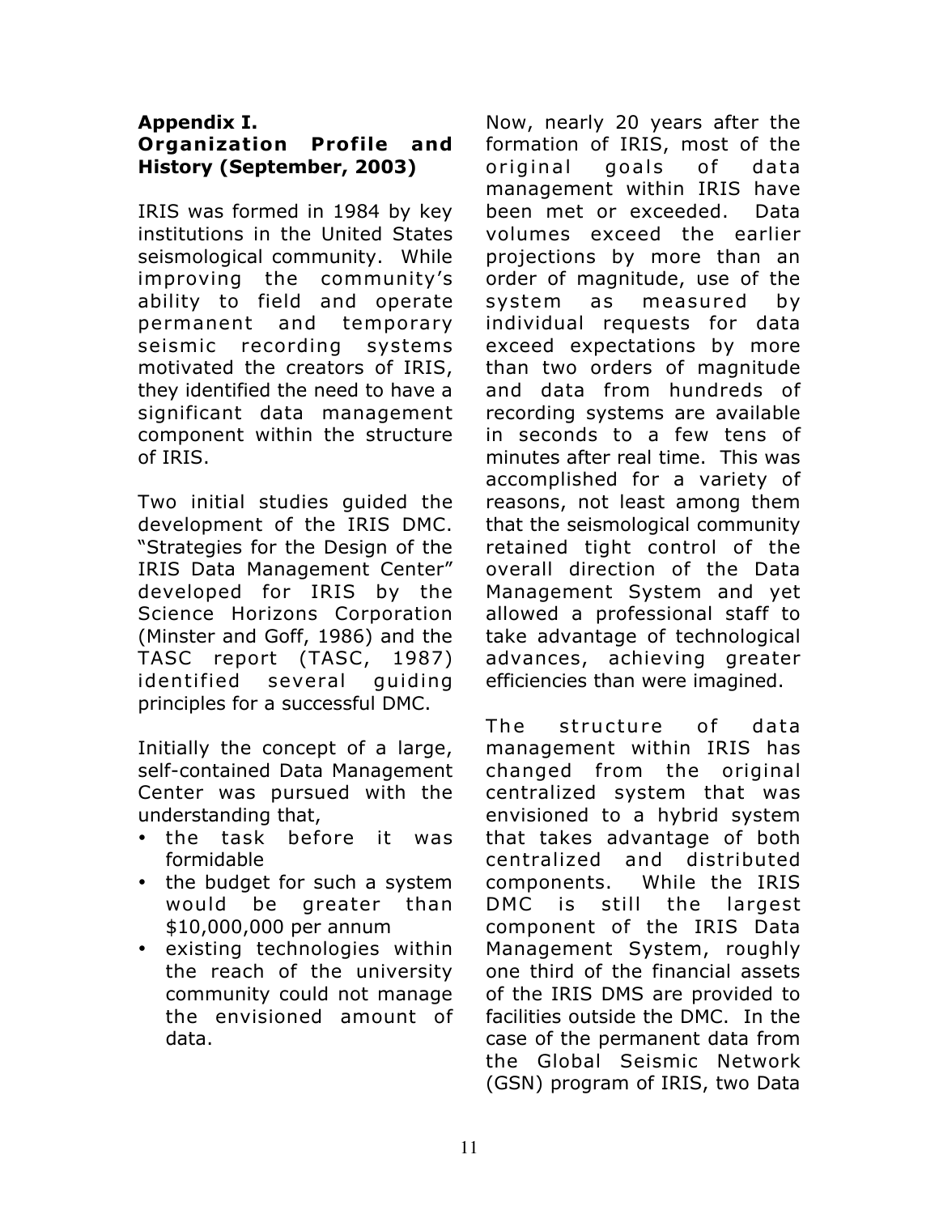## Appendix I. Organization Profile and History (September, 2003)

IRIS was formed in 1984 by key institutions in the United States seismological community. While improving the community's ability to field and operate permanent and temporary seismic recording systems motivated the creators of IRIS, they identified the need to have a significant data management component within the structure of IRIS.

Two initial studies guided the development of the IRIS DMC. "Strategies for the Design of the IRIS Data Management Center" developed for IRIS by the Science Horizons Corporation (Minster and Goff, 1986) and the TASC report (TASC, 1987) identified several guiding principles for a successful DMC.

Initially the concept of a large, self-contained Data Management Center was pursued with the understanding that,

- the task before it was formidable
- the budget for such a system would be greater than $10,000,000 per annum
- existing technologies within the reach of the university community could not manage the envisioned amount of data.

Now, nearly 20 years after the formation of IRIS, most of the original goals of data management within IRIS have been met or exceeded. Data volumes exceed the earlier projections by more than an order of magnitude, use of the system as measured by individual requests for data exceed expectations by more than two orders of magnitude and data from hundreds of recording systems are available in seconds to a few tens of minutes after real time. This was accomplished for a variety of reasons, not least among them that the seismological community retained tight control of the overall direction of the Data Management System and yet allowed a professional staff to take advantage of technological advances, achieving greater efficiencies than were imagined.

The structure of data management within IRIS has changed from the original centralized system that was envisioned to a hybrid system that takes advantage of both centralized and distributed components. While the IRIS DMC is still the largest component of the IRIS Data Management System, roughly one third of the financial assets of the IRIS DMS are provided to facilities outside the DMC. In the case of the permanent data from the Global Seismic Network (GSN) program of IRIS, two Data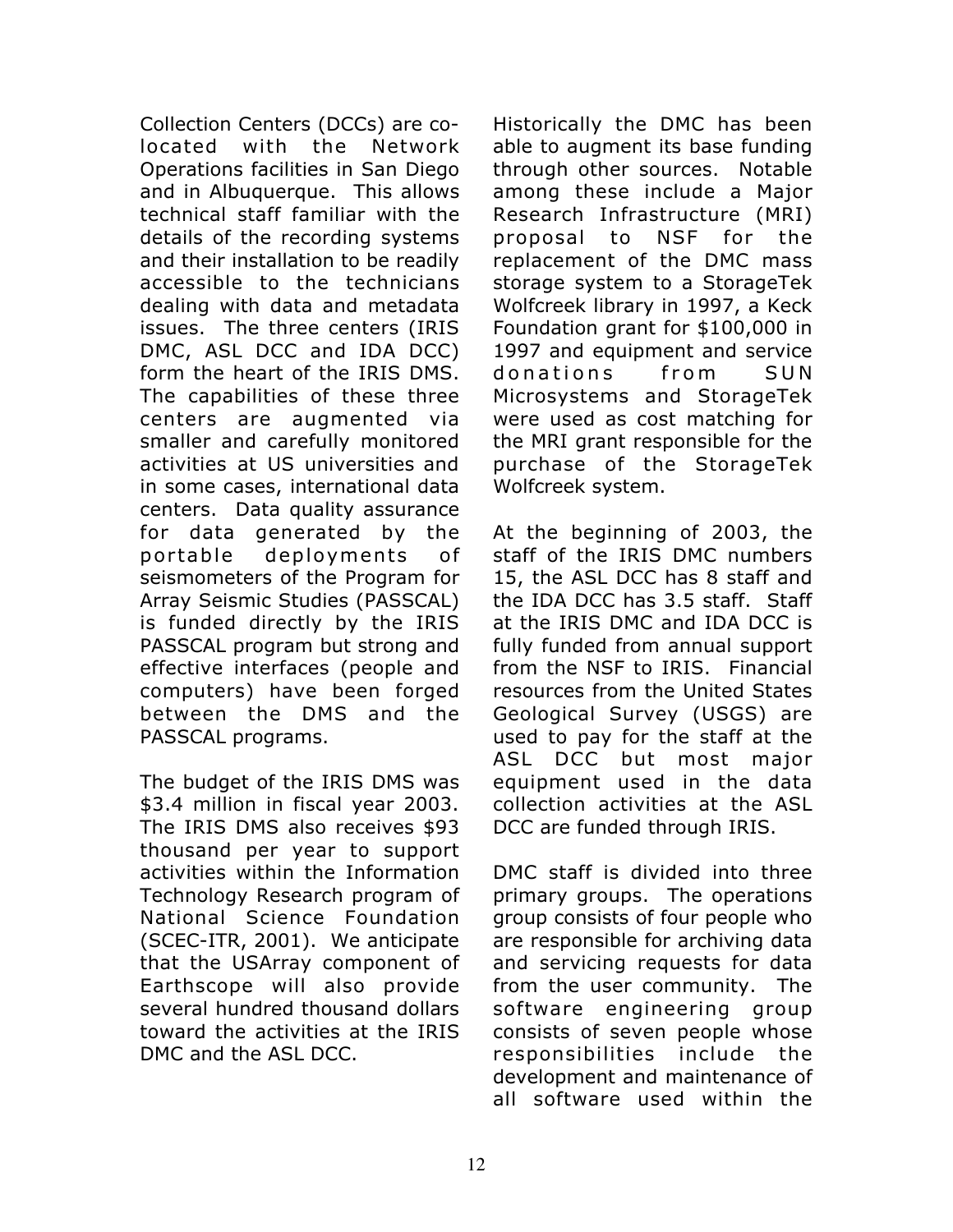Collection Centers (DCCs) are co-located with the Network Operations facilities in San Diego and in Albuquerque. This allows technical staff familiar with the details of the recording systems and their installation to be readily accessible to the technicians dealing with data and metadata issues. The three centers (IRIS DMC, ASL DCC and IDA DCC) form the heart of the IRIS DMS. The capabilities of these three centers are augmented via smaller and carefully monitored activities at US universities and in some cases, international data centers. Data quality assurance for data generated by the portable deployments of seismometers of the Program for Array Seismic Studies (PASSCAL) is funded directly by the IRIS PASSCAL program but strong and effective interfaces (people and computers) have been forged between the DMS and the PASSCAL programs.

The budget of the IRIS DMS was $3.4 million in fiscal year 2003. The IRIS DMS also receives $93 thousand per year to support activities within the Information Technology Research program of National Science Foundation (SCEC-ITR, 2001). We anticipate that the USArray component of Earthscope will also provide several hundred thousand dollars toward the activities at the IRIS DMC and the ASL DCC.

Historically the DMC has been able to augment its base funding through other sources. Notable among these include a Major Research Infrastructure (MRI) proposal to NSF for the replacement of the DMC mass storage system to a StorageTek Wolfcreek library in 1997, a Keck Foundation grant for $100,000 in 1997 and equipment and service donations from SUN Microsystems and StorageTek were used as cost matching for the MRI grant responsible for the purchase of the StorageTek Wolfcreek system.

At the beginning of 2003, the staff of the IRIS DMC numbers 15, the ASL DCC has 8 staff and the IDA DCC has 3.5 staff. Staff at the IRIS DMC and IDA DCC is fully funded from annual support from the NSF to IRIS. Financial resources from the United States Geological Survey (USGS) are used to pay for the staff at the ASL DCC but most major equipment used in the data collection activities at the ASL DCC are funded through IRIS.

DMC staff is divided into three primary groups. The operations group consists of four people who are responsible for archiving data and servicing requests for data from the user community. The software engineering group consists of seven people whose responsibilities include the development and maintenance of all software used within the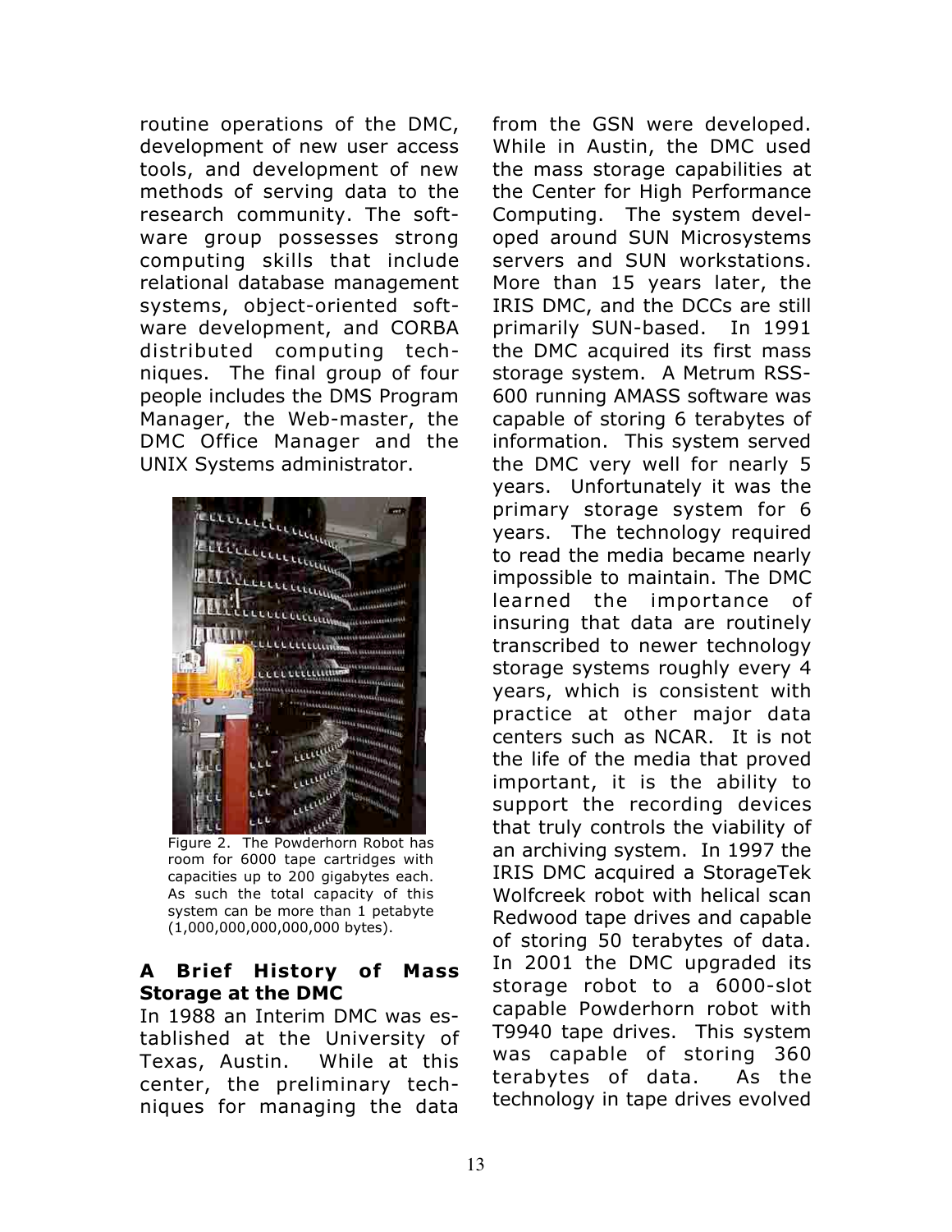routine operations of the DMC, development of new user access tools, and development of new methods of serving data to the research community. The software group possesses strong computing skills that include relational database management systems, object-oriented software development, and CORBA distributed computing techniques. The final group of four people includes the DMS Program Manager, the Web-master, the DMC Office Manager and the UNIX Systems administrator.

Figure 2. The Powderhorn Robot has room for 6000 tape cartridges with capacities up to 200 gigabytes each. As such the total capacity of this system can be more than 1 petabyte (1,000,000,000,000,000 bytes).

### A Brief History of Mass Storage at the DMC

In 1988 an Interim DMC was established at the University of Texas, Austin. While at this center, the preliminary techniques for managing the data from the GSN were developed. While in Austin, the DMC used the mass storage capabilities at the Center for High Performance Computing. The system developed around SUN Microsystems servers and SUN workstations. More than 15 years later, the IRIS DMC, and the DCCs are still primarily SUN-based. In 1991 the DMC acquired its first mass storage system. A Metrum RSS-600 running AMASS software was capable of storing 6 terabytes of information. This system served the DMC very well for nearly 5 years. Unfortunately it was the primary storage system for 6 years. The technology required to read the media became nearly impossible to maintain. The DMC learned the importance of insuring that data are routinely transcribed to newer technology storage systems roughly every 4 years, which is consistent with practice at other major data centers such as NCAR. It is not the life of the media that proved important, it is the ability to support the recording devices that truly controls the viability of an archiving system. In 1997 the IRIS DMC acquired a StorageTek Wolfcreek robot with helical scan Redwood tape drives and capable of storing 50 terabytes of data. In 2001 the DMC upgraded its storage robot to a 6000-slot capable Powderhorn robot with T9940 tape drives. This system was capable of storing 360 terabytes of data. As the technology in tape drives evolved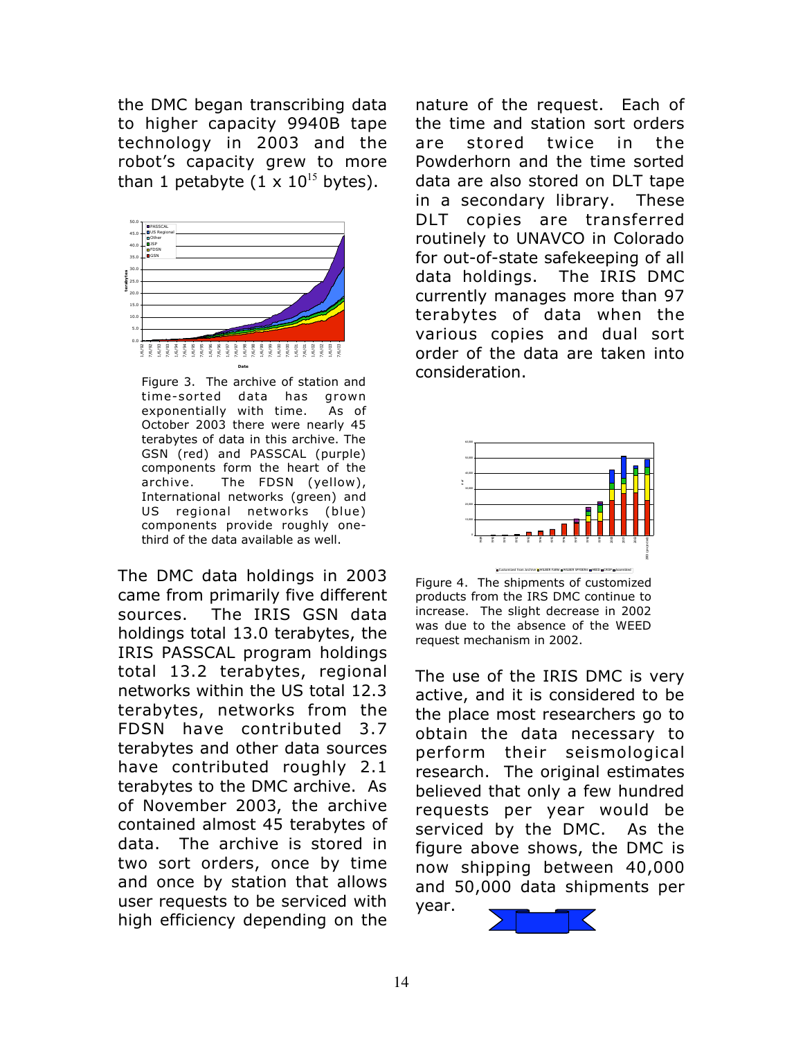the DMC began transcribing data to higher capacity 9940B tape technology in 2003 and the robot's capacity grew to more than 1 petabyte (1 x $10^{15}$ bytes).

50.0
45.0
40.0
35.0
30.0
25.0
20.0
15.0
10.0
5.0
0.0

PASSCAL
US Regional
Other
JSP
FDSN
GSN

terabytes

Date

Figure 3. The archive of station and time-sorted data has grown exponentially with time. As of October 2003 there were nearly 45 terabytes of data in this archive. The GSN (red) and PASSCAL (purple) components form the heart of the archive. The FDSN (yellow), International networks (green) and US regional networks (blue) components provide roughly one-third of the data available as well.

The DMC data holdings in 2003 came from primarily five different sources. The IRIS GSN data holdings total 13.0 terabytes, the IRIS PASSCAL program holdings total 13.2 terabytes, regional networks within the US total 12.3 terabytes, networks from the FDSN have contributed 3.7 terabytes and other data sources have contributed roughly 2.1 terabytes to the DMC archive. As of November 2003, the archive contained almost 45 terabytes of data. The archive is stored in two sort orders, once by time and once by station that allows user requests to be serviced with high efficiency depending on the nature of the request. Each of the time and station sort orders are stored twice in the Powderhorn and the time sorted data are also stored on DLT tape in a secondary library. These DLT copies are transferred routinely to UNAVCO in Colorado for out-of-state safekeeping of all data holdings. The IRIS DMC currently manages more than 97 terabytes of data when the various copies and dual sort order of the data are taken into consideration.

60,000
50,000
40,000
30,000
20,000
10,000
0

2003 (projected)

Customized from Archive, WILBER FARM, WILBER SPYDER, WEED, CRDP, Assembled

Figure 4. The shipments of customized products from the IRS DMC continue to increase. The slight decrease in 2002 was due to the absence of the WEED request mechanism in 2002.

The use of the IRIS DMC is very active, and it is considered to be the place most researchers go to obtain the data necessary to perform their seismological research. The original estimates believed that only a few hundred requests per year would be serviced by the DMC. As the figure above shows, the DMC is now shipping between 40,000 and 50,000 data shipments per year.